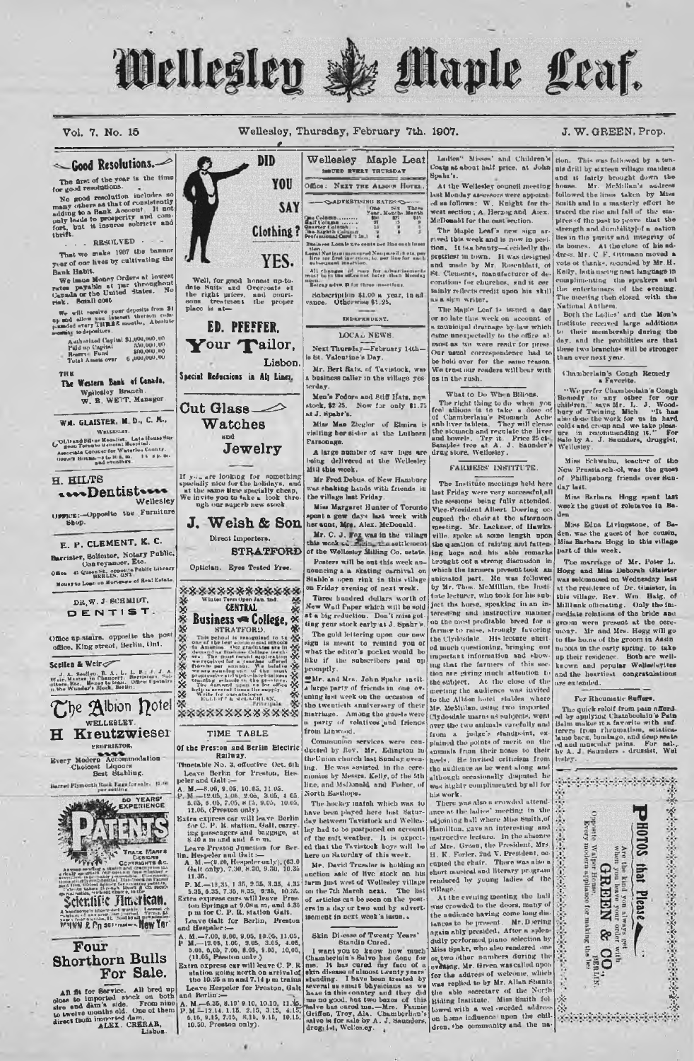# Wellesley Maple Leaf.

Vol. 7. No. 15 — Wellesley, Thursday, February 7th. 1907. — J. W. GREEN, Prop.

## Good Resolutions.

The first of the year is the time for good resolutions.

No good resolution includes so many others as that of consistently adding to a Bank Account. It not only leads to prosperity and comfort, but it insures sobriety and thrift.

RESOLVED

That we make 1907 the banner year of our lives by cultivating the Bank Habit.

We issue Money Orders at lowest rates payable at par throughout Canada or the United States. No risk. Small cost.

We will receive your deposits from $1 up and allow you interest thereon compounded every THREE months. Absolute security to depositors.

Authorized Capital $1,000,000.00
Paid up Capital 550,000.00
Reserve Fund 300,000.00
Total Assets over 6,000,000.00

THE **The Western Bank of Canada,** Wellesley Branch. W. B. WETT, Manager.

**WM. GLAISTER, M. D., C. M.,** WELLESLEY. Gold and Silver Medalist, Late House Surgeon Toronto General Hospital. Associate Coroner for Waterloo County. Office Hours—9 to 10 a. m. 1 to 2 p. m. and evenings.

**H. HILTS** Dentist Wellesley

Office:—Opposite the Furniture Shop.

**E. P. CLEMENT, K. C.** Barrister, Solicitor, Notary Public, Conveyancer, Etc. Office 41 Queen St., opposite Public Library BERLIN, ONT. Money to Loan on Mortgages of Real Estate.

**DR. W. J. SCHMIDT, DENTIST.** Office up-stairs, opposite the post office, King street, Berlin, Ont.

**Scellen & Weir** J. A. Scellen, B. A., L. L. B. / J. A. Weir, Master in Chancery. Barristers, Solicitors, Etc. Money to loan. Office Upstairs in the Wunder's Block, Berlin.

**The Albion Hotel** WELLESLEY. **H Kreutzwieser** PROPRIETOR. Every Modern Accommodation. Choicest Liquors. Best Stabling.

Barred Plymouth Rock Eggs for sale. 11.00 per setting.

**60 YEARS' EXPERIENCE PATENTS** TRADE MARKS DESIGNS COPYRIGHTS &c. Anyone sending a sketch and description may quickly ascertain our opinion free whether an invention is probably patentable. Communications strictly confidential. Handbook on Patents sent free. Oldest agency for securing patents. Patents taken through Munn & Co. receive special notice, without charge, in the **Scientific American.** A handsomely illustrated weekly. Largest circulation of any scientific journal. Terms, $3 a year; four months, $1. Sold by all newsdealers. MUNN & Co 361 Broadway, New York.

## Four Shorthorn Bulls For Sale.

All fit for Service. All bred up close to imported stock on both sire and dam's side. From nine to twelve months old. One of them direct from imported dam. ALEX. CRERAR, Lisbon.

---

DID YOU SAY Clothing? YES.

Well, for good honest up-to-date Suits and Overcoats at the right prices, and courteous treatment the proper place is at—

**ED. PFEFFER,** Your Tailor, Lisbon. Special Reductions in All Lines.

**Cut Glass Watches and Jewelry**

If you are looking for something specially nice for the holidays, and at the same time specially cheap, We invite you to take a look through our superb new stock.

**J. Welsh & Son** Direct Importers. **STRATFORD** Optician. Eyes Tested Free.

Winter Term Open Jan. 2nd. **CENTRAL Business College,** STRATFORD. This school is recognized to be one of the best commercial schools in America. Our graduates are in demand as Business College teachers. The most recent application we received for a teacher offered $1000 per annum. We believe we are running one of the most progressive and up-to-date business training schools in the province. The demand upon us for office help is several times the supply. Write for our catalogue. ELLIOTT & McLACHLAN, Principals.

## TIME TABLE

**Of the Preston and Berlin Electric Railway.**

Timetable No. 3, effective Oct. 6th. Leave Berlin for Preston, Hespeler and Galt:—

A. M.—8.00, 9.05, 10.05, 11.05.
P. M.—12.05, 1.05, 2.05, 3.05, 4.05, 5.05, 6.05, 7.05, 8.05, 9.05, 10.05, 11.05. (Preston only)

Extra express car will leave Berlin for C. P. R. station, Galt, carrying passengers and baggage, at 8.40 a m and and 6 p m.

Leave Preston Junction for Berlin, Hespeler and Galt:—

A. M.—(6.20, Hespeler only), (6.30 Galt only), 7.30, 8.30, 9.30, 10.30 11.30.
P. M.—12.35, 1.35, 2.35, 3.35, 4.35 5.35, 6.35, 7.35, 8.35, 9.35, 10.35.

Extra express cars will leave Preston Springs at 9.08 a m, and 6.35 p m for C. P. R. station Galt.

Leave Galt for Berlin, Preston and Hespeler:—

A. M.—7.00, 8.00, 9.05, 10.05, 11.05,
P. M.—12.05, 1.05, 2.05, 3.05, 4.05, 5.05, 6.05, 7.05, 8.05, 9.05, 10.05, (11.05, Preston only).

Extra express car will leave C. P. R. station going north on arrival of the 10.25 a m and 7.14 p m trains

Leave Hespeler for Preston, Galt and Berlin:—

A. M.—6.35, 8.10, 9.10, 10.10, 11.10,
P. M.—12.14, 1.15, 2.15, 3.15, 4.15, 5.15, 6.15, 7.15, 8.15, 9.15, 10.15, 10.50, Preston only).

---

## Wellesley Maple Leaf

ISSUED EVERY THURSDAY

Office: NEXT THE ALBION HOTEL.

ADVERTISING RATES

| | One Year | Six Months | Three Month |
|---|---|---|---|
| One Column | $60 | $35 | $20 |
| Half Column | 35 | 20 | 10 |
| Quarter Column | 20 | 12 | 7 |
| One Eighth Column | 12 | 7 | 4 |
| Professional Card | 3 (in.) | | |

Business Locals are cents per line each insertion.

Legal Notices measured Nonpareil, 8 cts. per line for first insertion, 3c per line for each subsequent insertion.

All changes of copy for advertisements must be in the office not later than Monday noon.

Estrays advts. $1 for three insertions.

Subscription $1.00 a year, in advance. Otherwise $1.25.

INDEPENDENT.

### LOCAL NEWS.

Next Thursday—February 14th—is St. Valentine's Day.

Mr. Bert Bats, of Tavistock, was a business caller in the village yesterday.

Men's Fedora and Stiff Hats, new stock, $2.25. Now for only $1.75 at J. Spahr's.

Miss Mae Ziegler of Elmira is visiting her sister at the Lutheran Parsonage.

A large number of saw logs are being delivered at the Wellesley Mill this week.

Mr Fred Debus, of New Hamburg was shaking hands with friends in the village last Friday.

Miss Margaret Hunter of Toronto spent a few days last week with her aunt, Mrs. Alex. McDonald.

Mr. C. J. Fox was in the village this week re the settlement of the Wellesley Milling Co. estate.

Posters will be out this week announcing a skating carnival on Stahle's open rink in this village on Friday evening of next week.

Three hundred dollars worth of New Wall Paper which will be sold at a big reduction. Don't miss getting your stock early at J. Spahr's.

The gold lettering upon our new sign is meant to remind you of what the editor's pocket would be like if the subscribers paid up promptly.

Mr. and Mrs. John Spahr invited a large party of friends in one evening last week on the occasion of the twentieth anniversary of their marriage. Among the guests were a party of relatives and friends from Linwood.

Communion services were conducted by Rev. Mr. Edington in the Union church last Sunday evening. He was assisted in the ceremonies by Messrs. Kelly, of the 5th line, and McDonald and Fisher, of North Easthope.

The hockey match which was to have been played here last Saturday between Tavistock and Wellesley had to be postponed on account of the soft weather. It is expected that the Tavistock boys will be here on Saturday of this week.

Mr. David Tressler is holding an auction sale of live stock on his farm just west of Wellesley village on the 7th March next. The list of articles can be seen on the posters in a day or two and by advertisement in next week's issue.

### Skin Disease of Twenty Years' Standing Cured.

I want you to know how much Chamberlain's Salve has done for me. It has cured my face of a skin disease of almost twenty years' standing. I have been treated by several as smart physicians as we have in this country and they did me no good, but two boxes of this salve has cured me.—Mrs. Fannie Griffen, Troy, Ala. Chamberlain's salve is for sale by A. J. Saunders, druggist, Wellesley.

---

Ladies' Misses' and Children's Coats at about half price, at John Spahr's.

At the Wellesley council meeting last Monday assessors were appointed as follows: W. Knight for the west section; A. Herzog and Alex. McDonald for the east section.

The Maple Leaf's new sign arrived this week and is now in position. It is a beauty—decidedly the prettiest in town. It was designed and made by Mr. Rosenblatt, of St. Clements, manufacturer of decorations for churches, and it certainly reflects credit upon his skill as a sign writer.

The Maple Leaf is issued a day or so late this week on account of a municipal drainage by-law which came unexpectedly to the office almost as we were ready for press. Our usual correspondence had to be held over for the same reason. We trust our readers will bear with us in the rush.

### What to Do When Bilious.

The right thing to do when you feel bilious is to take a dose of Chamberlain's Stomach Ache and Liver tablets. They will cleanse the stomach and regulate the liver and bowels. Try it. Price 25 cts. Samples free at A. J. Saunder's drug store, Wellesley.

### FARMERS' INSTITUTE.

The Institute meetings held here last Friday were very successful, all the sessions being fully attended. Vice-President Albert Doering occupied the chair at the afternoon meeting. Mr. Lackner, of Hawksville, spoke at some length upon the question of raising and fattening hogs and his able remarks brought out a strong discussion in which the farmers present took an animated part. He was followed by Mr. Thos. McMillan, the Institute lecturer, who took for his subject the horse, speaking in an interesting and instructive manner on the most profitable breed for a farmer to raise, strongly favoring the Clydesdale. His lecture elicited much questioning, bringing out important information and showing that the farmers of this section are giving much attention to the subject. At the close of the meeting the audience was invited to the Albion hotel stables where Mr. McMillan, using two imported Clydesdale mares as subjects, went over the two animals carefully and from a judge's standpoint, explained the points of merit on the animals from their noses to their heels. He invited criticism from the audience as he went along and although occasionally disputed he was highly complimented by all for his work.

There was also a crowded attendance at the ladies' meeting in the adjoining hall where Miss Smith, of Hamilton, gave an interesting and instructive lecture. In the absence of Mrs. Green, the President, Mrs. H. K. Forler, 2nd V. President, occupied the chair. There was also a short musical and literary program rendered by young ladies of the village.

At the evening meeting the hall was crowded to the doors, many of the audience having come long distances to be present. Mr. Doering again ably presided. After a splendidly performed piano selection by Miss Spahr, who also rendered one or two other numbers during the evening, Mr. Green was called upon for the address of welcome, which was replied to by Mr. Allan Shantz the able secretary of the North Riding Institute. Miss Smith followed with a well-worded address on home influence upon the children, the community and the nation. This was followed by a tennis drill by sixteen village maidens and it fairly brought down the house. Mr. McMillan's address followed the lines taken by Miss Smith and in a masterly effort he traced the rise and fall of the empires of the past to prove that the strength and durability of a nation lies in the purity and integrity of its homes. At the close of his address, Mr. C. F. Ottmann moved a vote of thanks, seconded by Mr. H. Kelly, both using neat language in complimenting the speakers and the entertainers of the evening. The meeting then closed with the National Anthem.

Both the Ladies' and the Men's Institute received large additions to their membership during the day, and the probilities are that these two branches will be stronger than ever next year.

### Chamberlain's Cough Remedy a Favorite.

"We prefer Chamberlain's Cough Remedy to any other for our children," says Mr. L. J. Woodbury of Twining, Mich. "It has also done the work for us in hard colds and croup and we take pleasure in recommending it." For sale by A. J. Saunders, druggist, Wellesley.

Miss Schwalm, teacher of the New Prussia school, was the guest of Phillipsburg friends over Sunday last.

Miss Barbara Hogg spent last week the guest of relatives in Baden.

Miss Edna Livingstone, of Baden, was the guest of her cousin, Miss Barbara Hogg in this village part of this week.

The marriage of Mr. Peter L. Hogg and Miss Deborah Glaister was solemnized on Wednesday last at the residence of Dr. Glaister, in this village, Rev. Wm. Haig, of Millbank officiating. Only the immediate relations of the bride and groom were present at the ceremony. Mr and Mrs. Hogg will go to the home of the groom in Assiniboia in the early spring, to take up their residence. Both are well-known and popular Wellesleyites and the heartiest congratulations are extended.

### For Rheumatic Sufferers.

The quick relief from pain afforded by applying Chamberlain's Pain Balm makes it a favorite with sufferers from rheumatism, sciatica, lame back, lumbago, and deep seated and muscular pains. For sale by A. J. Saunders, druggist, Wellesley.

**PHOTOS that Please** Are the kind you always get when you leave your order with **GREEN & CO.,** BERLIN. Opposite Walper House. Every modern appliance for making the best.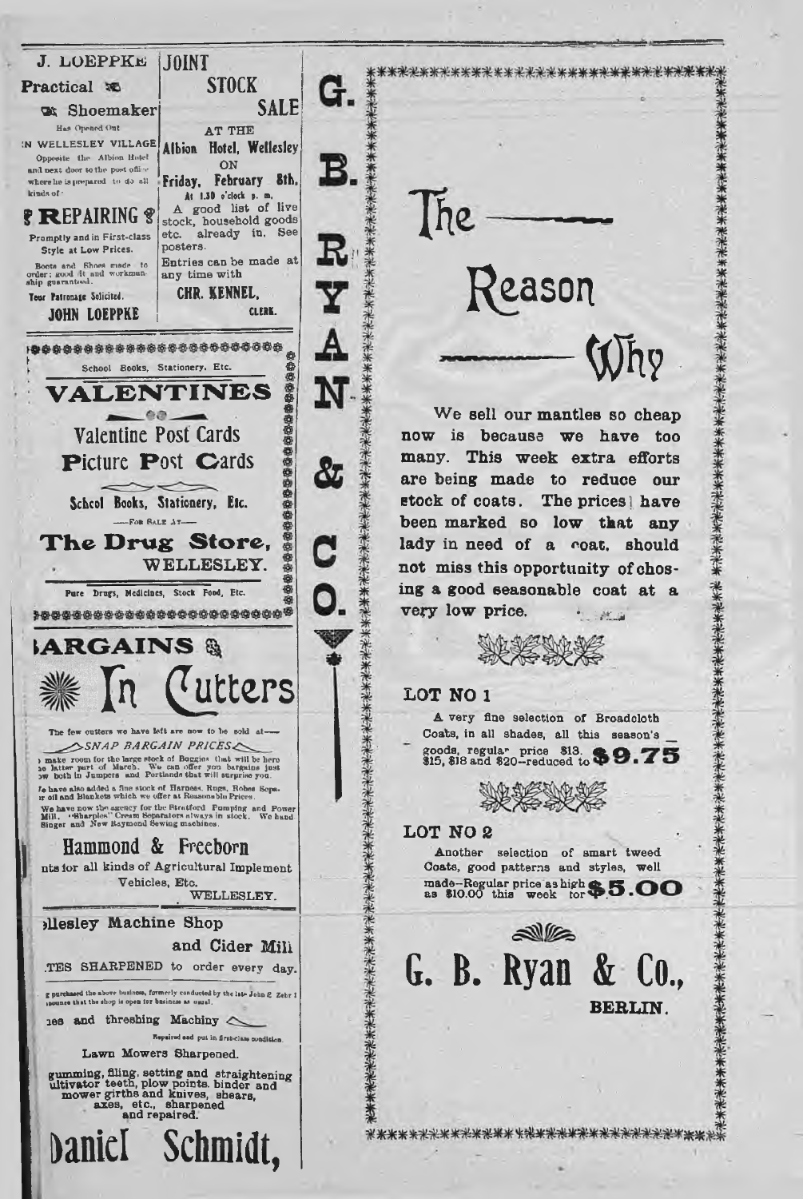J. LOEPPKE

Practical Shoemaker

Has Opened Out IN WELLESLEY VILLAGE Opposite the Albion Hotel and next door to the post office where he is prepared to do all kinds of

**REPAIRING**

Promptly and in First-class Style at Low Prices.

Boots and Shoes made to order; good fit and workmanship guaranteed.

Your Patronage Solicited.

**JOHN LOEPPKE**

---

# JOINT STOCK SALE

AT THE

**Albion Hotel, Wellesley**

ON

**Friday, February 8th,**

At 1.30 o'clock p. m.

A good list of live stock, household goods etc. already in. See posters.

Entries can be made at any time with

**CHR. KENNEL,**

CLERK.

---

School Books, Stationery, Etc.

# VALENTINES

**Valentine Post Cards**

**Picture Post Cards**

**School Books, Stationery, Etc.**

—For Sale At—

## The Drug Store,

WELLESLEY.

Pure Drugs, Medicines, Stock Food, Etc.

---

# BARGAINS In Cutters

The few cutters we have left are now to be sold at—

*SNAP BARGAIN PRICES*

...make room for the large stock of Buggies that will be here ...the latter part of March. We can offer you bargains just ...ow both in Jumpers and Portlands that will surprise you.

...e have also added a fine stock of Harness, Rugs, Robes Sope... ...r oil and Blankets which we offer at Reasonable Prices.

We have now the agency for the Stratford Pumping and Power Mill, "Sharples" Cream Separators always in stock. We hand Singer and New Raymond Sewing machines.

## Hammond & Freeborn

...nts for all kinds of Agricultural Implement Vehicles, Etc.

WELLESLEY.

---

**...llesley Machine Shop and Cider Mill**

...TES SHARPENED to order every day.

...g purchased the above business, formerly conducted by the late John E. Zehr I ...nounce that the shop is open for business as usual.

...nes and threshing Machiny

Repaired and put in first-class condition.

Lawn Mowers Sharpened.

...gumming, filing, setting and straightening ...ultivator teeth, plow points, binder and mower girths and knives, shears, axes, etc., sharpened and repaired.

# Daniel Schmidt,

---

# G. B. RYAN & CO.

---

# The Reason Why

We sell our mantles so cheap now is because we have too many. This week extra efforts are being made to reduce our stock of coats. The prices have been marked so low that any lady in need of a coat, should not miss this opportunity of chosing a good seasonable coat at a very low price.

### LOT NO 1

A very fine selection of Broadcloth Coats, in all shades, all this season's goods, regular price $13. $15, $18 and $20—reduced to **$9.75**

### LOT NO 2

Another selection of smart tweed Coats, good patterns and styles, well made—Regular price as high as $10.00 this week for **$5.00**

## G. B. Ryan & Co.,

**BERLIN.**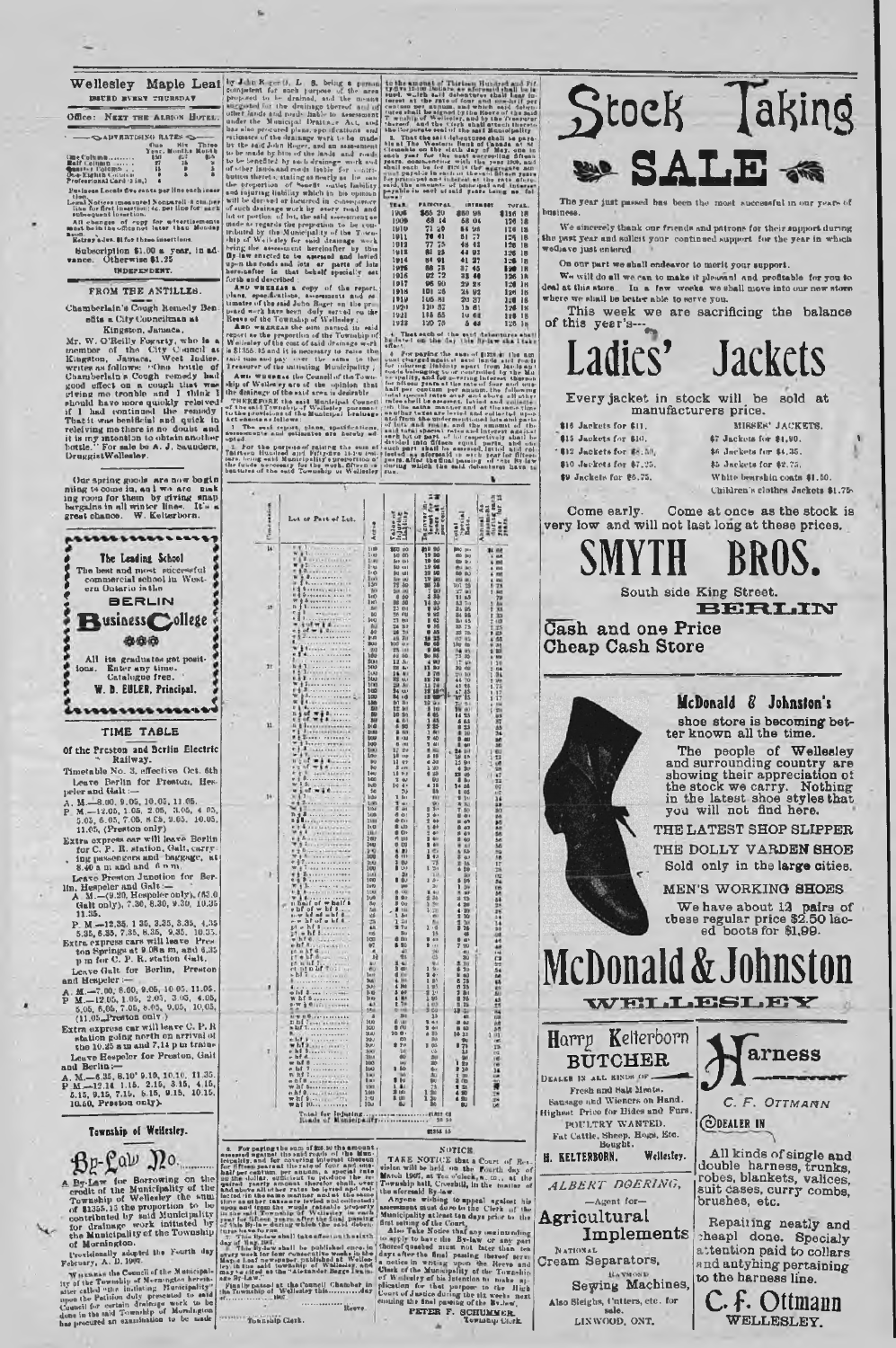# Wellesley Maple Leaf

ISSUED EVERY THURSDAY

Office: NEXT THE ALBION HOTEL

ADVERTISING RATES

| | One Year | Six Months | Three Month |
|---|---|---|---|
| One Column | $50 | $27 | $15 |
| Half Column | 27 | 15 | 8 |
| Quarter Column | 15 | 8 | 5 |
| One Eighth Column | 8 | 5 | 3 |
| Professional Card (1 in.) | 4 | | |

Business Locals five cents per line each insertion.

Legal Notices (measured Nonpareil) 8 cts per line for first insertion; 4c. per line for each subsequent insertion.

All changes of copy for advertisements must be in the office not later than Monday noon.

Estray ads. $1 for three insertions.

Subscription $1.00 a year, in advance. Otherwise $1.25

INDEPENDENT.

## FROM THE ANTILLES.

**Chamberlain's Cough Remedy Benefits a City Councilman at Kingston, Jamaica.**

Mr. W. O'Reilly Fogarty, who is a member of the City Council at Kingston, Jamaica, West Indies, writes as follows: "One bottle of Chamberlain's Cough remedy had good effect on a cough that was giving me trouble and I think I should have more quickly relieved if I had continued the remedy. That it was beneficial and quick in relieving me there is no doubt and it is my intention to obtain another bottle." For sale by A. J. Saunders, Druggist, Wellesley.

Our spring goods are now beginning to come in, and we are making room for them by giving snap bargains in all winter lines. It's a great chance. W. Kelterborn.

---

**The Leading School**

The best and most successful commercial school in Western Ontario is the

# BERLIN Business College

All its graduates get positions. Enter any time. Catalogue free.

W. D. EULER, Principal.

---

## TIME TABLE

Of the Preston and Berlin Electric Railway.

Timetable No. 3, effective Oct. 6th

Leave Berlin for Preston, Hespeler and Galt:—

A. M.—8.00, 9.05, 10.05, 11.05.
P. M.—12.05, 1.05, 2.05, 3.05, 4.05, 5.05, 6.05, 7.05, 8.05, 9.05, 10.05, 11.05, (Preston only)

Extra express car will leave Berlin for C. P. R. station, Galt, carrying passengers and baggage, at 8.40 a m and 6 p m.

Leave Preston Junction for Berlin, Hespeler and Galt:—

A. M.—(6.30, Hespeler only), (6.30 Galt only), 7.30, 8.30, 9.30, 10.30 11.35.
P. M.—12.35, 1 35, 3.35, 3.35, 4.35 5.35, 6.35, 7.35, 8.35, 9.35, 10.35.

Extra express cars will leave Preston Springs at 9.08 a m, and 6.35 p m for C. P. R. station Galt.

Leave Galt for Berlin, Preston and Hespeler:—

A. M.—7.00, 8.00, 9.05, 10 05, 11.05.
P. M.—12.05, 1.05, 2.05, 3.05, 4.05, 5.05, 6.05, 7.05, 8.05, 9.05, 10.05, (11.05, Preston only.)

Extra express car will leave C. P. R. station going north on arrival of the 10.25 a m and 7.14 p m trains.

Leave Hespeler for Preston, Galt and Berlin:—

A. M.—6.35, 8.10, 9.10, 10.10, 11.35.
P. M.—12.14, 1.15, 2.15, 3.15, 4.15, 5.15, 9.15, 7.15, 8.15, 9.15, 10.15, 10.50, Preston only).

## Township of Wellesley.

# By-Law No.

A By-Law for Borrowing on the credit of the Municipality of the Township of Wellesley the sum of $1355.15 the proportion to be contributed by said Municipality for drainage work initiated by the Municipality of the Township of Mornington.

Provisionally adopted the Fourth day February, A. D. 1907.

Whereas the Council of the Municipality of the Township of Mornington hereinafter called "the initiating Municipality" upon the Petition duly presented to said Council for certain drainage work to be done in the said Township of Mornington has procured an examination to be made by John Roger, O. L. S. being a person competent for such purpose of the area proposed to be drained, and the means suggested for the drainage thereof and of other lands and roads liable to assessment under the Municipal Drainage Act, and has also procured plans, specifications and estimates of the drainage work to be made by the said John Roger, and an assessment to be made by him of the lands and roads to be benefited by such drainage work and of other lands and roads liable for contribution thereto, stating as nearly as he can the proportion of benefit outlet liability and injuring liability which in his opinion will be derived or incurred in consequence of such drainage work by every road and lot or portion of lot, the said assessment so made as regards the proportion to be contributed by the Municipality of the Township of Wellesley for said drainage work being the assessment hereinafter by this By-law enacted to be assessed and levied upon the roads and lots or parts of lots hereinafter in that behalf specially set forth and described.

And whereas a copy of the report, plans, specifications, assessments and estimates of the said John Roger on the proposed work have been duly served on the Reeve of the Township of Wellesley;

And whereas the sum named in said report as the proportion of the Township of Wellesley of the cost of said drainage work is $1355.15 and it is necessary to raise the said sum and pay over the same to the Treasurer of the initiating Municipality;

And whereas the Council of the Township of Wellesley are of the opinion that the drainage of the said area is desirable;

Therefore the said Municipal Council of the said Township of Wellesley pursuant to the provisions of the Municipal Drainage Act enacts as follows:

1\. The said report, plans, specifications, assessments and estimates are hereby adopted.

2\. For the purpose of paying the sum of Thirteen Hundred and Fifty-five 15-100 dollars, being said Municipality's proportion of the funds necessary for the work, debentures of the said Township of Wellesley to the amount of Thirteen Hundred and Fifty-five 15-100 Dollars as aforesaid shall be issued, which said debentures shall bear interest at the rate of four and one-half per centum per annum, and which said debentures shall be signed by the Reeve of the said Township of Wellesley, and by the Treasurer thereof and the Clerk shall attach thereto the corporate seal of the said Municipality.

3\. That the said debentures shall be payable at The Western Bank of Canada at Wellesley on the sixth day of May, one in each year for the next succeeding fifteen years, commencing with the year 1908, and shall each be for such sum as in the aggregate amount payable in each of the said fifteen years for principal and interest of the sum aforesaid, the amount of principal and interest payable in each of said years being as follows:

| YEAR. | PRINCIPAL | INTEREST | TOTAL. |
|---|---|---|---|
| 1908 | $65 20 | $60 98 | $126 18 |
| 1909 | 68 14 | 58 04 | 126 18 |
| 1910 | 71 20 | 54 98 | 126 18 |
| 1911 | 74 41 | 51 77 | 126 18 |
| 1912 | 77 75 | 48 43 | 126 18 |
| 1913 | 81 25 | 44 93 | 126 18 |
| 1914 | 84 91 | 41 27 | 126 18 |
| 1915 | 88 73 | 37 45 | 126 18 |
| 1916 | 92 72 | 33 46 | 126 18 |
| 1917 | 96 90 | 29 28 | 126 18 |
| 1918 | 101 26 | 24 92 | 126 18 |
| 1919 | 105 81 | 20 37 | 126 18 |
| 1920 | 110 57 | 15 61 | 126 18 |
| 1921 | 115 55 | 10 63 | 126 18 |
| 1922 | 120 78 | 5 44 | 126 18 |

That each of the said debentures shall be dated on the day this By-law shall take effect.

4\. For paying the sum of $1275.45 the amount charged against said lands and roads for benefit, and the sum of $.... the amount charged against said lands and roads for injuring liability apart from lands and roads belonging to or controlled by the Municipality, and for covering interest thereon for fifteen years at the rate of four and one-half per centum per annum, the following total special rates over and above all other rates shall be assessed, levied and collected (in the same manner and at the same time as other taxes are levied and collected) upon and from the undermentioned lots and parts of lots and roads, and the amount of the said total special rates and interest against each lot or part of lot respectively shall be divided into fifteen equal parts, and one such part shall be assessed, levied and collected as aforesaid in each year for fifteen years after the final passing of this By-law during which the said debentures have to run.

| Concession | Lot or Part of Lot. | Acres | Value of Benefit Liability | Value of Outlet Liability | Total Special Rate. | Annual Assessment during 15 years. |
|---|---|---|---|---|---|---|
| | Total for Injuring .......... | | | | | |
| | Roads of Municipality .......... | | | | | |

5\. For paying the sum of $80 10 the amount assessed against the said roads of the Municipality, and for covering interest thereon for fifteen years at the rate of four and one-half per centum per annum, a special rate on the dollar, sufficient to produce the required yearly amount therefor shall, over and above all other rates be levied and collected (in the same manner and at the same time as other taxes are levied and collected) upon and from the whole rateable property in the said Township of Wellesley in each year for fifteen years after the final passing of this By-law, during which the said debentures have to run.

6\. This By-law shall take effect on the sixth day of May 1907.

7\. This By-law shall be published once in every week for four consecutive weeks in the Maple Leaf newspaper published at Wellesley in the said Township of Wellesley, and may be cited as the "Alexander Begge Drainage By-Law."

Finally passed at the Council Chamber in the Township of Wellesley this ........ day of .................. 1907.

........................ Reeve.

........................ Township Clerk.

## NOTICE.

TAKE NOTICE that a Court of Revision will be held on the Fourth day of March 1907, at Ten o'clock, a. m., at the Township hall, Crosshill, in the matter of the aforesaid By-law.

Anyone wishing to appeal against his assessment must do so to the Clerk of the Municipality at least ten days prior to the first sitting of the Court.

Also Take Notice that any one intending to apply to have the By-law or any part thereof quashed must not later than ten days after the final passing thereof serve a notice in writing upon the Reeve and Clerk of the Municipality of the Township of Wellesley of his intention to make application for that purpose to the High Court of Justice during the six weeks next ensuing the final passing of the By-law.

PETER F. SCHUMMER, Township Clerk.

---

# Stock Taking SALE

The year just passed has been the most successful in our years of business.

We sincerely thank our friends and patrons for their support during the past year and solicit your continued support for the year in which we have just entered.

On our part we shall endeavor to merit your support.

We will do all we can to make it pleasant and profitable for you to deal at this store. In a few weeks we shall move into our new store where we shall be better able to serve you.

This week we are sacrificing the balance of this year's—

# Ladies' Jackets

Every jacket in stock will be sold at manufacturers price.

| | MISSES' JACKETS. |
|---|---|
| $16 Jackets for $11. | $7 Jackets for $4.90. |
| $15 Jackets for $10. | $6 Jackets for $4.35. |
| $12 Jackets for $8.50. | $5 Jackets for $3.75. |
| $10 Jackets for $7.25. | White bearskin coats $1.50. |
| $9 Jackets for $6.75. | Children's cloth Jackets $1.75 |

Come early. Come at once as the stock is very low and will not last long at these prices.

# SMYTH BROS.

South side King Street.

**BERLIN**

Cash and one Price Cheap Cash Store

---

## McDonald & Johnston's

shoe store is becoming better known all the time.

The people of Wellesley and surrounding country are showing their appreciation of the stock we carry. Nothing in the latest shoe styles that you will not find here.

THE LATEST SHOP SLIPPER

THE DOLLY VARDEN SHOE

Sold only in the large cities.

MEN'S WORKING SHOES

We have about 12 pairs of these regular price $2.50 laced boots for $1.99.

# McDonald & Johnston

**WELLESLEY**

---

## Harry Kelterborn

**BUTCHER**

DEALER IN ALL KINDS OF Fresh and Salt Meats. Sausage and Wieners on Hand. Highest Price for Hides and Furs. POULTRY WANTED. Fat Cattle, Sheep, Hogs, Etc. Bought.

H. KELTERBORN, Wellesley.

---

*ALBERT DOERING,*

—Agent for—

**Agricultural Implements**

NATIONAL Cream Separators,

RAYMOND Sewing Machines,

Also Sleighs, Cutters, etc. for sale.

LINWOOD, ONT.

---

# Harness

C. F. OTTMANN

DEALER IN

All kinds of single and double harness, trunks, robes, blankets, valices, suit cases, curry combs, brushes, etc.

Repairing neatly and cheaply done. Specialy attention paid to collars and anything pertaining to the harness line.

C. F. Ottmann

WELLESLEY.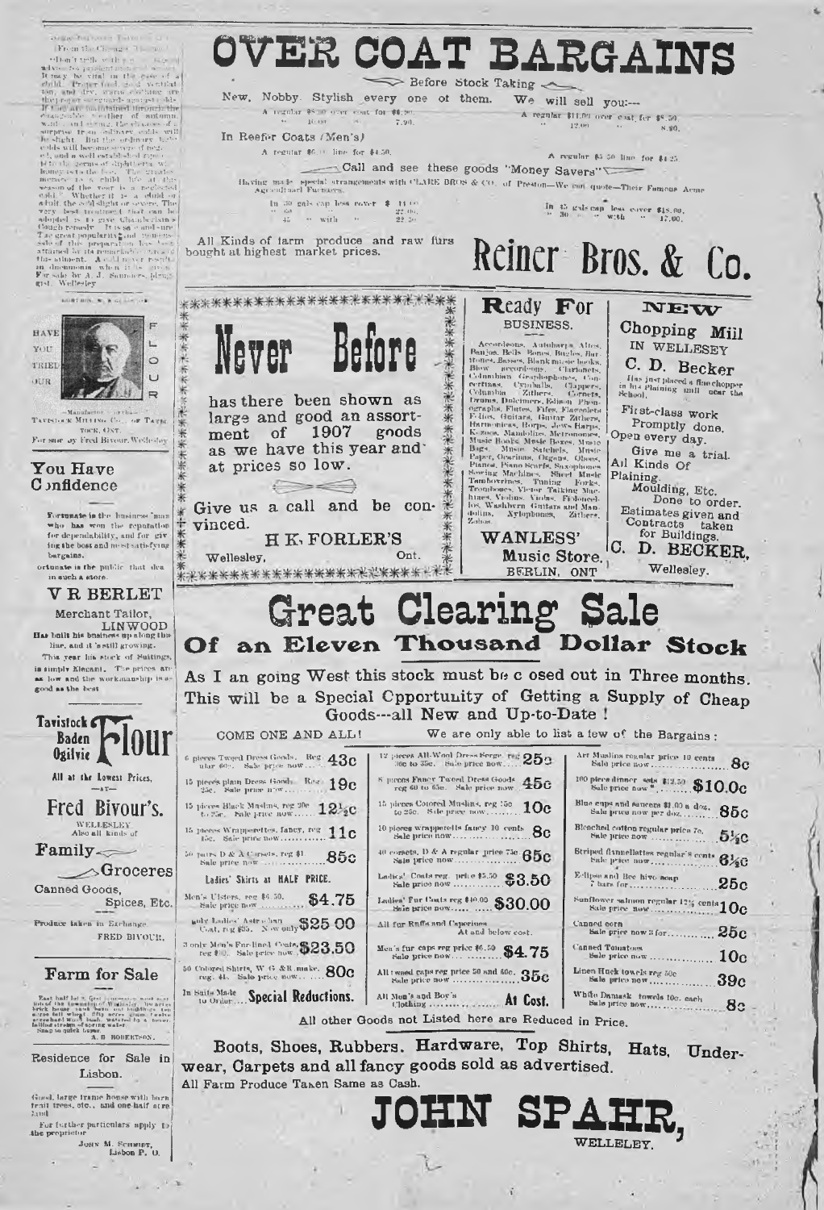(From the Chicago Tribune.)

...don't trifle with a cold... advice to a patient... It may be vital in the case of a child. Proper food, good ventilation, and dry, warm clothing are the proper safeguards against colds. If they are maintained throughout the changeable weather of autumn, winter and spring, the chances of a surprise from ordinary colds will be slight. But the ordinary colds will become severe if neglected, and a well established cold... the germs of diphtheria... The greatest menace is a child... season of the year is a neglected cold. Whether it is a child or adult the cold slight or severe. The very best treatment that can be adopted is to give Chamberlain's Cough remedy. It is safe and sure. The great popularity and immense sale of this preparation has been attained by its remarkable cures of this ailment. A cold never results in pneumonia when it is given. For sale by A. J. Saunders, druggist, Wellesley.

HAVE YOU TRIED OUR FLOUR

—Manufactured by— TAVISTOCK MILLING CO., OF TAVISTOCK, ONT. For sale by Fred Bivour, Wellesley.

## You Have Confidence

Fortunate is the business man who has won the reputation for dependability, and for giving the best and most satisfying bargains.

Fortunate is the public that deals in such a store.

## V R BERLET

Merchant Tailor, LINWOOD

Has built his business up along this line, and it's still growing.

This year his stock of Suitings is simply Elegant. The prices are as low and the workmanship is as good as the best.

Tavistock Baden Ogilvie **Flour**

All at the Lowest Prices, —AT—

## Fred Bivour's.

WELLESLEY

Also all kinds of

**Family Groceries**

Canned Goods, Spices, Etc.

Produce taken in Exchange.

FRED BIVOUR.

## Farm for Sale

East half lot 9, ... township of Wellesley ... brick house, bank barn, out buildings ... acres fall wheat ... acres hard wood bush, watered by a never failing stream of spring water. Snap to quick buyer.

A. B. ROBERTSON.

## Residence for Sale in Lisbon.

Good, large frame house with barn, fruit trees, etc., and one-half acre land.

For further particulars apply to the proprietor

JOHN M. SCHMIDT, Lisbon P. O.

# OVER COAT BARGAINS

Before Stock Taking

New, Nobby, Stylish every one of them. We will sell you:—

A regular $8.00 over coat for $6.90
" " 10.00 " " 7.90

A regular $11.00 over coat for $8.50
" " 12.00 " " 8.90

In Reefer Coats (Men's)

A regular $6.00 line for $4.50.

A regular $5.50 line for $4.25

Call and see these goods "Money Savers"

Having made special arrangements with CLARE BROS & CO. of Preston—We can quote—Their Famous Acme Agricultural Furnaces.

In 30 gals cap less cover $ 11.00
" 60 " " " 22.00
45 " with " 22.50

In 45 gals cap less cover $18.00.
" 30 " " with " 17.00.

All Kinds of farm produce and raw furs bought at highest market prices.

# Reiner Bros. & Co.

# Never Before

has there been shown as large and good an assortment of 1907 goods as we have this year and at prices so low.

Give us a call and be convinced.

H K. FORLER'S

Wellesley, Ont.

## Ready For BUSINESS.

Accordeons, Autoharps, Altos, Banjos, Bells, Bones, Bugles, Baritones, Basses, Blank music books, Blow accordeons, Clarionets, Columbian Graphophones, Concertinas, Cymbals, Clappers, Columbia Zithers, Cornets, Drums, Dulcimers, Edison Phonographs, Flutes, Fifes, Flageolets, Folios, Guitars, Guitar Zithers, Harmonicas, Horns, Jews Harps, Kazoos, Mandolins, Metronomes, Music Books, Music Boxes, Music Bags, Music Satchels, Music Paper, Ocarinas, Organs, Oboes, Pianos, Piano Scarfs, Saxophones, Sewing Machines, Sheet Music, Tambourines, Tuning Forks, Trombones, Victor Talking Machines, Violins, Violas, Piccolos, Washburn Guitars and Mandolins, Xylophones, Zithers, Zobos.

## WANLESS' Music Store,

BERLIN, ONT

## NEW Chopping Mill IN WELLESEY

**C. D. Becker**

Has just placed a fine chopper in his Plaining mill near the School.

First-class work Promptly done.
Open every day.
Give me a trial.
All Kinds Of Plaining, Moulding, Etc. Done to order.
Estimates given and Contracts taken for Buildings.

**C. D. BECKER,** Wellesley.

# Great Clearing Sale

## Of an Eleven Thousand Dollar Stock

As I an going West this stock must be c osed out in Three months. This will be a Special Opportunity of Getting a Supply of Cheap Goods—all New and Up-to-Date!

COME ONE AND ALL! We are only able to list a few of the Bargains:

| | | |
|---|---|---|
| 6 pieces Tweed Dress Goods. Regular 60c. Sale price now ...... **43c** | 12 pieces All-Wool Dress Serge, reg 30c to 35c. Sale price now ...... **25c** | Art Muslins regular price 10 cents. Sale price now ...... **8c** |
| 15 pieces plain Dress Goods. Reg 25c. Sale price now ...... **19c** | 8 pieces Fancy Tweed Dress Goods reg 60 to 65c. Sale price now ...... **45c** | 100 piece dinner sets $12.50 Sale price now ...... **$10.0c** |
| 15 pieces Black Muslins, reg 20c to 25c. Sale price now ...... **12½c** | 15 pieces Colored Muslins, reg 15c to 25c. Sale price now ...... **10c** | Blue cups and saucers $1.00 a doz. Sale price now per doz ...... **85c** |
| 15 pieces Wrapperettes, fancy, reg 15c. Sale price now ...... **11c** | 10 pieces wrapperetts fancy 10 cents Sale price now ...... **8c** | Bleached cotton regular price 7c. Sale price now ...... **5½c** |
| 50 pairs D & A Corsets, reg $1. Sale price now ...... **85c** | 40 corsets, D & A regular price 75c Sale price now ...... **65c** | Striped flannellettes regular 8 cents Sale price now ...... **6½c** |
| Ladies' Skirts at HALF PRICE. | Ladies' Coats reg. price $5.50 Sale price now ...... **$3.50** | Eclipse and Bee hive soap 7 bars for ...... **25c** |
| Men's Ulsters, reg $6.50. Sale price now ...... **$4.75** | Ladies' Fur Coats reg $40.00 Sale price now ...... **$30.00** | Sunflower salmon regular 12½ cents Sale price now ...... **10c** |
| only Ladies' Astrachan Coat, reg $35. Now only **$25 00** | All fur Ruffs and Caperines At and below cost. | Canned corn Sale price now 3 for ...... **25c** |
| 3 only Men's Fur-lined Coats, reg $30. Sale price now **$23.50** | Men's fur caps reg price $6.50 Sale price now ...... **$4.75** | Canned Tomatoes Sale price now ...... **10c** |
| 50 Colored Shirts, W G & R make, reg. $1. Sale price now ...... **80c** | All tweed caps reg price 50 and 60c. Sale price now ...... **35c** | Linen Huck towels reg 50c Sale price now ...... **39c** |
| In Suits Made to Order.... **Special Reductions.** | All Men's and Boy's Clothing ...... **At Cost.** | White Damask towels 10c. each Sale price now ...... **8c** |

All other Goods not Listed here are Reduced in Price.

Boots, Shoes, Rubbers, Hardware, Top Shirts, Hats, Underwear, Carpets and all fancy goods sold as advertised.

All Farm Produce Taken Same as Cash.

# JOHN SPAHR,

WELLESLEY.